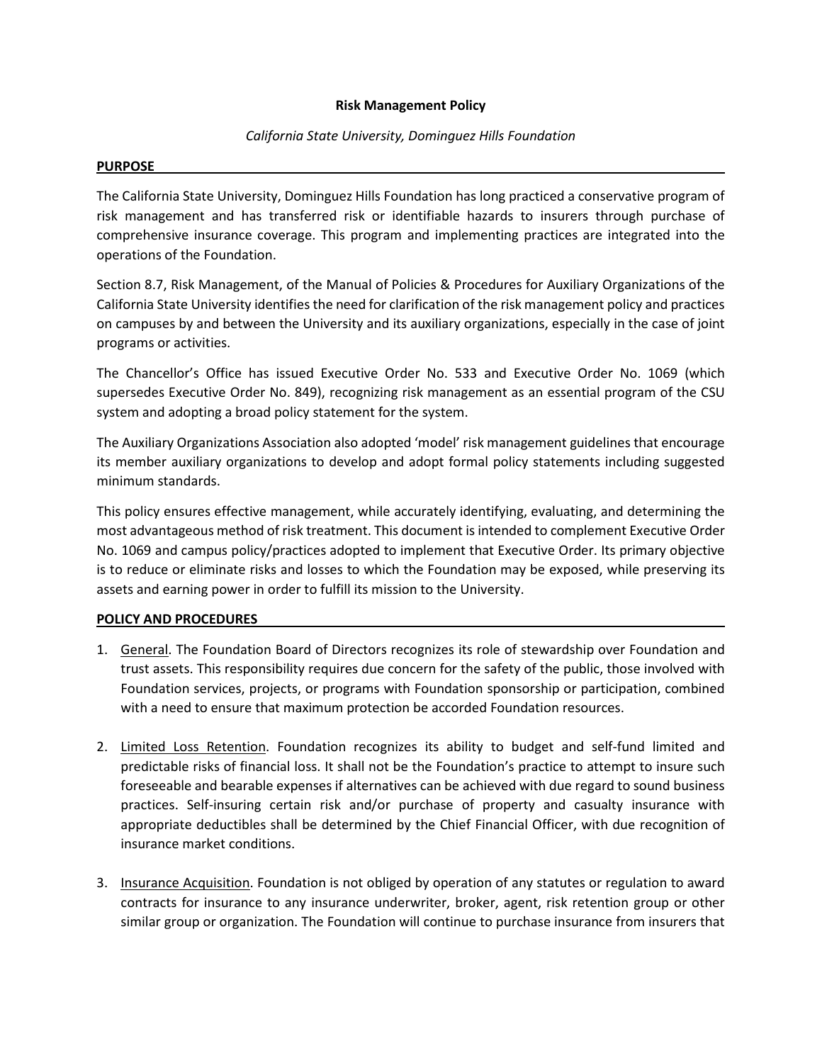**Risk Management Policy**

*California State University, Dominguez Hills Foundation*

**PURPOSE**

The California State University, Dominguez Hills Foundation has long practiced a conservative program of risk management and has transferred risk or identifiable hazards to insurers through purchase of comprehensive insurance coverage. This program and implementing practices are integrated into the operations of the Foundation.

Section 8.7, Risk Management, of the Manual of Policies & Procedures for Auxiliary Organizations of the California State University identifies the need for clarification of the risk management policy and practices on campuses by and between the University and its auxiliary organizations, especially in the case of joint programs or activities.

The Chancellor's Office has issued Executive Order No. 533 and Executive Order No. 1069 (which supersedes Executive Order No. 849), recognizing risk management as an essential program of the CSU system and adopting a broad policy statement for the system.

The Auxiliary Organizations Association also adopted 'model' risk management guidelines that encourage its member auxiliary organizations to develop and adopt formal policy statements including suggested minimum standards.

This policy ensures effective management, while accurately identifying, evaluating, and determining the most advantageous method of risk treatment. This document is intended to complement Executive Order No. 1069 and campus policy/practices adopted to implement that Executive Order. Its primary objective is to reduce or eliminate risks and losses to which the Foundation may be exposed, while preserving its assets and earning power in order to fulfill its mission to the University.

**POLICY AND PROCEDURES**

1. General. The Foundation Board of Directors recognizes its role of stewardship over Foundation and trust assets. This responsibility requires due concern for the safety of the public, those involved with Foundation services, projects, or programs with Foundation sponsorship or participation, combined with a need to ensure that maximum protection be accorded Foundation resources.

2. Limited Loss Retention. Foundation recognizes its ability to budget and self-fund limited and predictable risks of financial loss. It shall not be the Foundation's practice to attempt to insure such foreseeable and bearable expenses if alternatives can be achieved with due regard to sound business practices. Self-insuring certain risk and/or purchase of property and casualty insurance with appropriate deductibles shall be determined by the Chief Financial Officer, with due recognition of insurance market conditions.

3. Insurance Acquisition. Foundation is not obliged by operation of any statutes or regulation to award contracts for insurance to any insurance underwriter, broker, agent, risk retention group or other similar group or organization. The Foundation will continue to purchase insurance from insurers that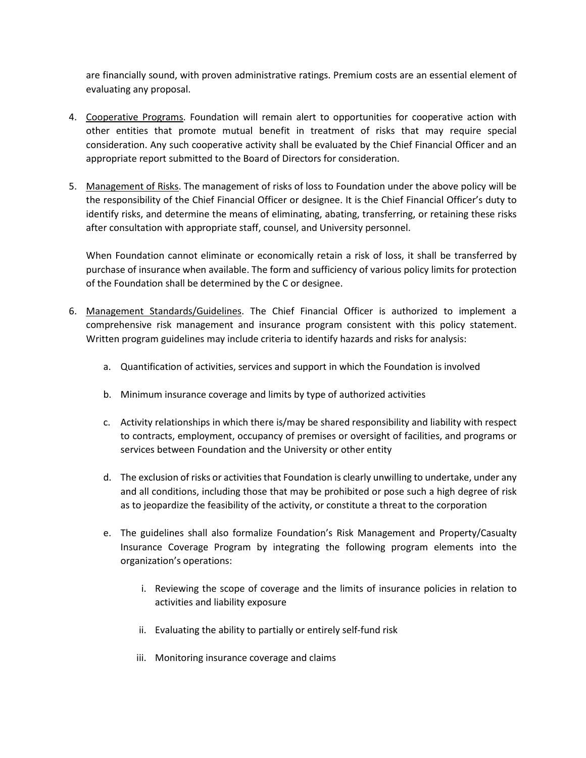are financially sound, with proven administrative ratings. Premium costs are an essential element of evaluating any proposal.

4. Cooperative Programs. Foundation will remain alert to opportunities for cooperative action with other entities that promote mutual benefit in treatment of risks that may require special consideration. Any such cooperative activity shall be evaluated by the Chief Financial Officer and an appropriate report submitted to the Board of Directors for consideration.

5. Management of Risks. The management of risks of loss to Foundation under the above policy will be the responsibility of the Chief Financial Officer or designee. It is the Chief Financial Officer's duty to identify risks, and determine the means of eliminating, abating, transferring, or retaining these risks after consultation with appropriate staff, counsel, and University personnel.

   When Foundation cannot eliminate or economically retain a risk of loss, it shall be transferred by purchase of insurance when available. The form and sufficiency of various policy limits for protection of the Foundation shall be determined by the C or designee.

6. Management Standards/Guidelines. The Chief Financial Officer is authorized to implement a comprehensive risk management and insurance program consistent with this policy statement. Written program guidelines may include criteria to identify hazards and risks for analysis:

   a. Quantification of activities, services and support in which the Foundation is involved

   b. Minimum insurance coverage and limits by type of authorized activities

   c. Activity relationships in which there is/may be shared responsibility and liability with respect to contracts, employment, occupancy of premises or oversight of facilities, and programs or services between Foundation and the University or other entity

   d. The exclusion of risks or activities that Foundation is clearly unwilling to undertake, under any and all conditions, including those that may be prohibited or pose such a high degree of risk as to jeopardize the feasibility of the activity, or constitute a threat to the corporation

   e. The guidelines shall also formalize Foundation's Risk Management and Property/Casualty Insurance Coverage Program by integrating the following program elements into the organization's operations:

      i. Reviewing the scope of coverage and the limits of insurance policies in relation to activities and liability exposure

      ii. Evaluating the ability to partially or entirely self-fund risk

      iii. Monitoring insurance coverage and claims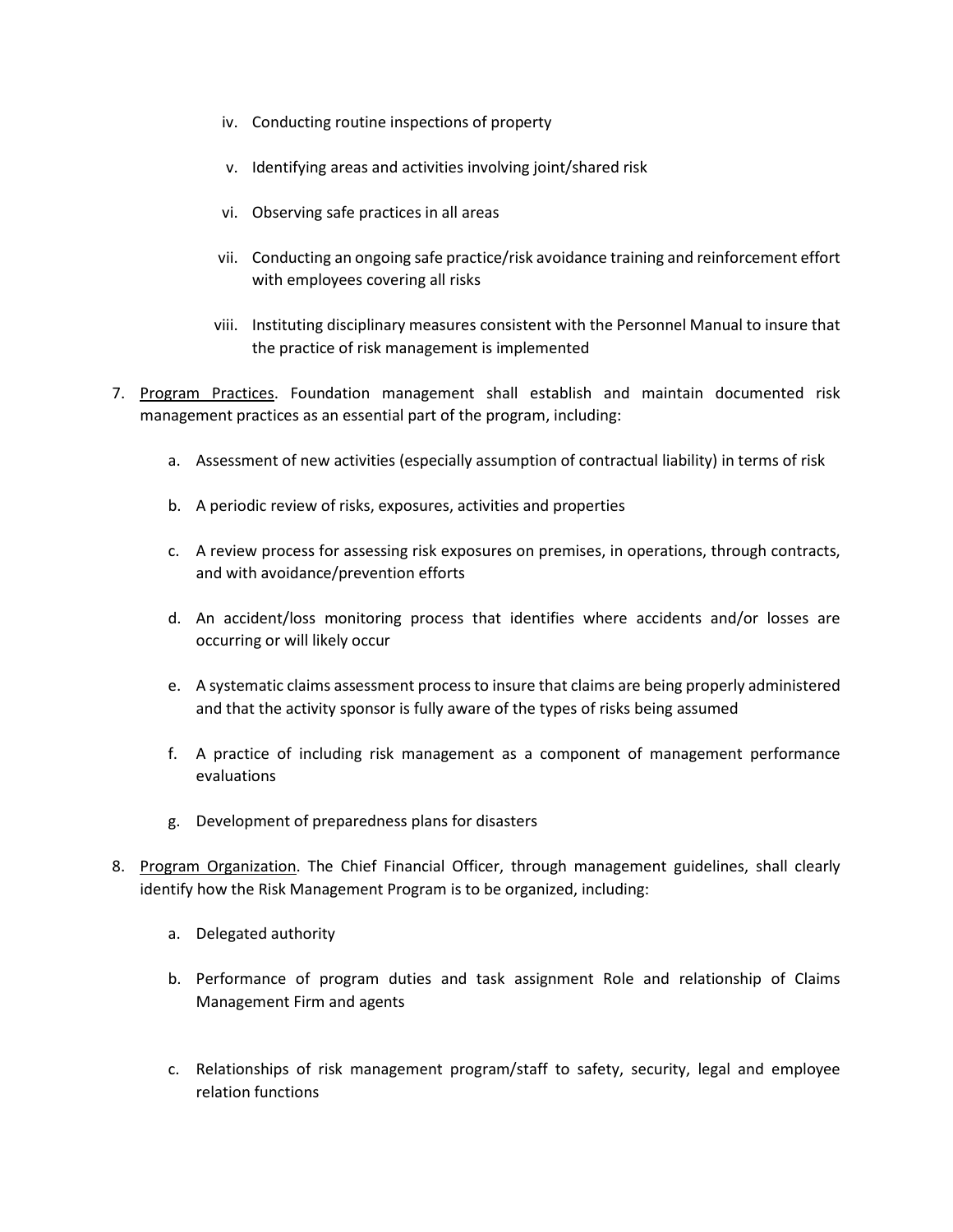iv. Conducting routine inspections of property

   v. Identifying areas and activities involving joint/shared risk

   vi. Observing safe practices in all areas

   vii. Conducting an ongoing safe practice/risk avoidance training and reinforcement effort with employees covering all risks

   viii. Instituting disciplinary measures consistent with the Personnel Manual to insure that the practice of risk management is implemented

7. <u>Program Practices</u>. Foundation management shall establish and maintain documented risk management practices as an essential part of the program, including:

   a. Assessment of new activities (especially assumption of contractual liability) in terms of risk

   b. A periodic review of risks, exposures, activities and properties

   c. A review process for assessing risk exposures on premises, in operations, through contracts, and with avoidance/prevention efforts

   d. An accident/loss monitoring process that identifies where accidents and/or losses are occurring or will likely occur

   e. A systematic claims assessment process to insure that claims are being properly administered and that the activity sponsor is fully aware of the types of risks being assumed

   f. A practice of including risk management as a component of management performance evaluations

   g. Development of preparedness plans for disasters

8. <u>Program Organization</u>. The Chief Financial Officer, through management guidelines, shall clearly identify how the Risk Management Program is to be organized, including:

   a. Delegated authority

   b. Performance of program duties and task assignment Role and relationship of Claims Management Firm and agents

   c. Relationships of risk management program/staff to safety, security, legal and employee relation functions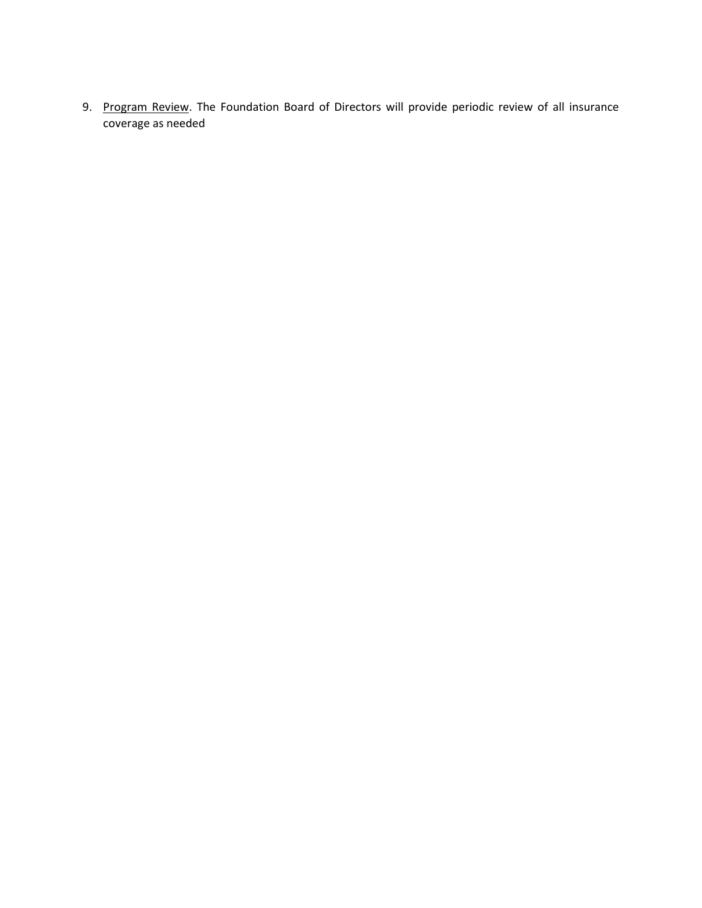9. Program Review. The Foundation Board of Directors will provide periodic review of all insurance coverage as needed